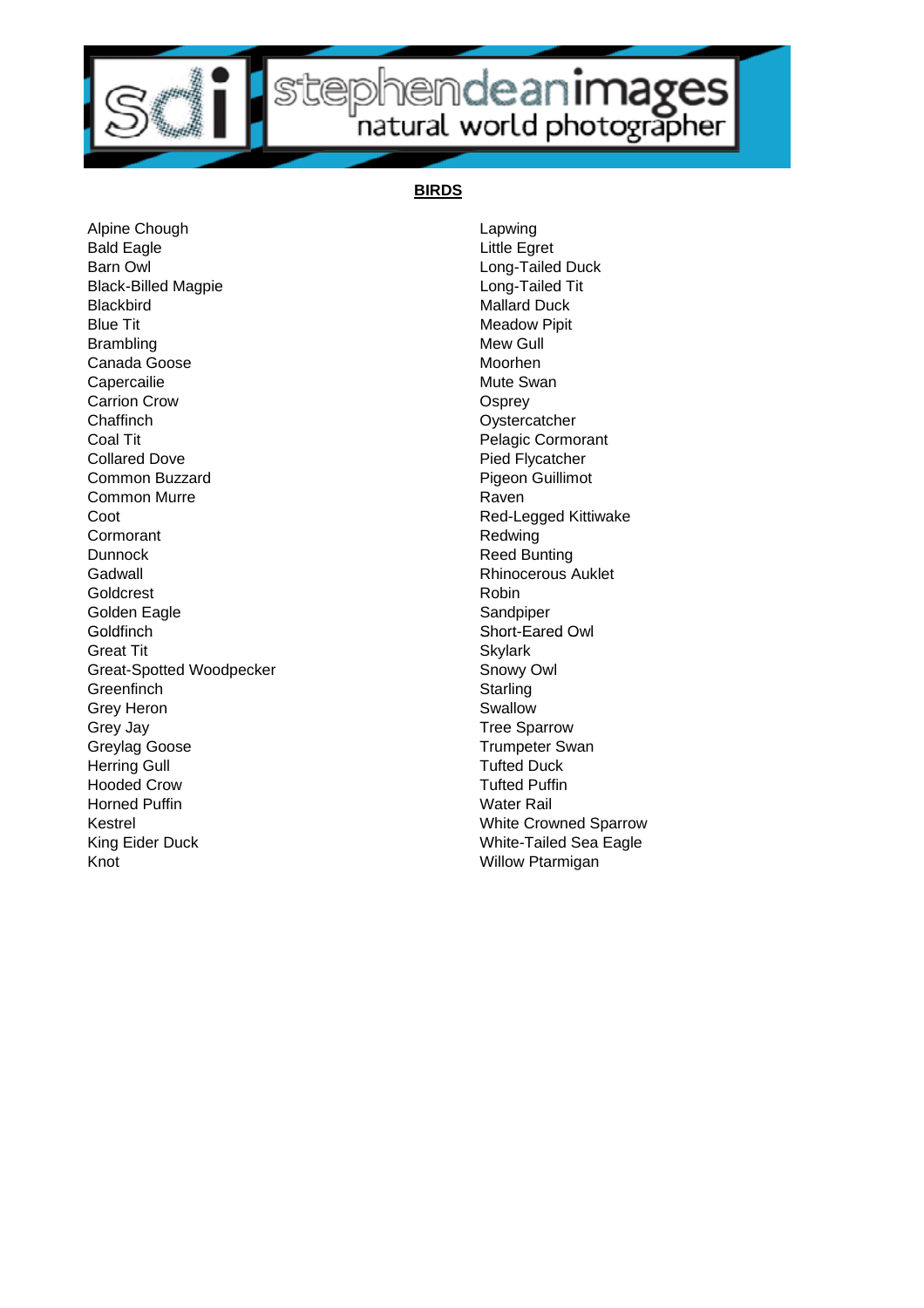stephendeanimages natural world photographer

## BIRDS

Alpine Chough
Bald Eagle
Barn Owl
Black-Billed Magpie
Blackbird
Blue Tit
Brambling
Canada Goose
Capercailie
Carrion Crow
Chaffinch
Coal Tit
Collared Dove
Common Buzzard
Common Murre
Coot
Cormorant
Dunnock
Gadwall
Goldcrest
Golden Eagle
Goldfinch
Great Tit
Great-Spotted Woodpecker
Greenfinch
Grey Heron
Grey Jay
Greylag Goose
Herring Gull
Hooded Crow
Horned Puffin
Kestrel
King Eider Duck
Knot
Lapwing
Little Egret
Long-Tailed Duck
Long-Tailed Tit
Mallard Duck
Meadow Pipit
Mew Gull
Moorhen
Mute Swan
Osprey
Oystercatcher
Pelagic Cormorant
Pied Flycatcher
Pigeon Guillimot
Raven
Red-Legged Kittiwake
Redwing
Reed Bunting
Rhinocerous Auklet
Robin
Sandpiper
Short-Eared Owl
Skylark
Snowy Owl
Starling
Swallow
Tree Sparrow
Trumpeter Swan
Tufted Duck
Tufted Puffin
Water Rail
White Crowned Sparrow
White-Tailed Sea Eagle
Willow Ptarmigan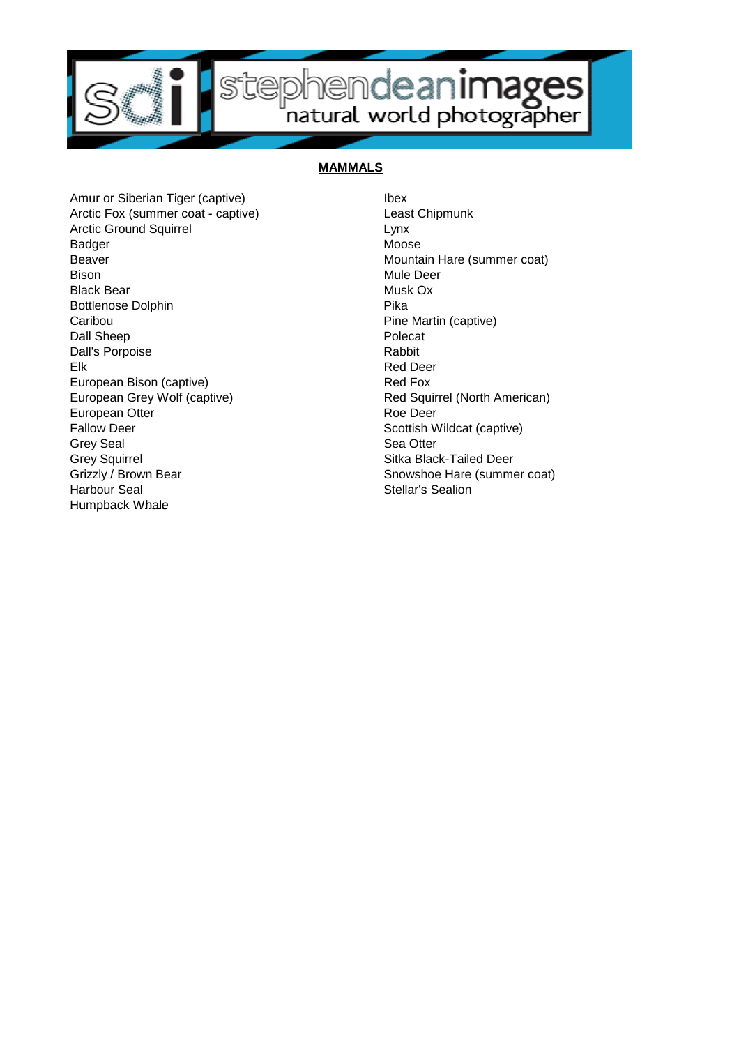## MAMMALS

Amur or Siberian Tiger (captive)
Arctic Fox (summer coat - captive)
Arctic Ground Squirrel
Badger
Beaver
Bison
Black Bear
Bottlenose Dolphin
Caribou
Dall Sheep
Dall's Porpoise
Elk
European Bison (captive)
European Grey Wolf (captive)
European Otter
Fallow Deer
Grey Seal
Grey Squirrel
Grizzly / Brown Bear
Harbour Seal
Humpback Whale
Ibex
Least Chipmunk
Lynx
Moose
Mountain Hare (summer coat)
Mule Deer
Musk Ox
Pika
Pine Martin (captive)
Polecat
Rabbit
Red Deer
Red Fox
Red Squirrel (North American)
Roe Deer
Scottish Wildcat (captive)
Sea Otter
Sitka Black-Tailed Deer
Snowshoe Hare (summer coat)
Stellar's Sealion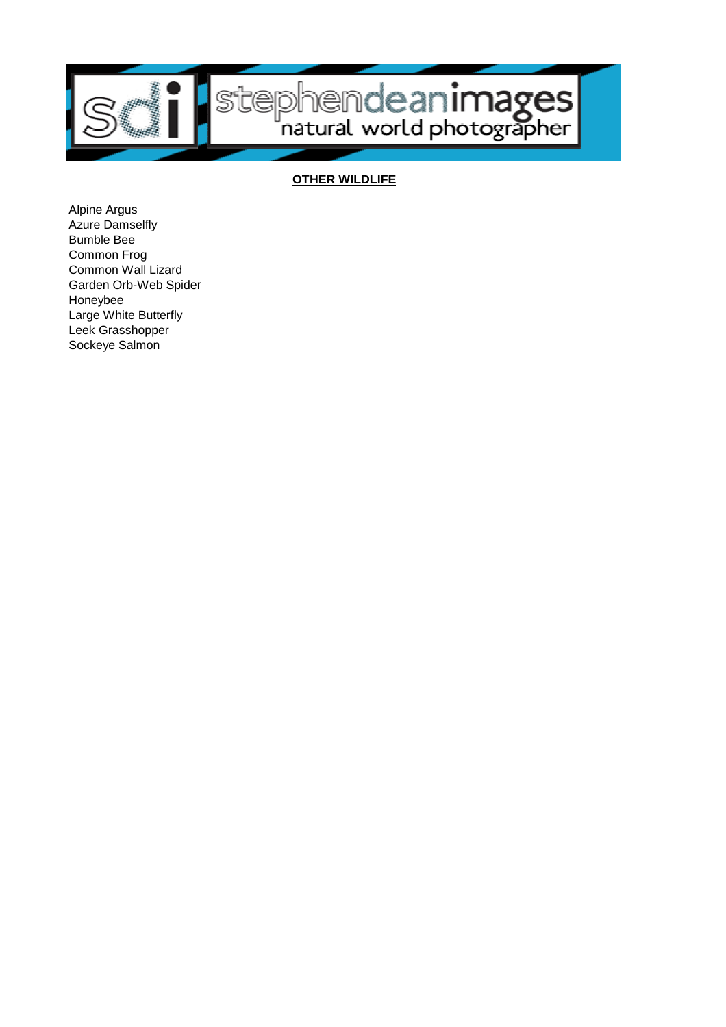## OTHER WILDLIFE

Alpine Argus
Azure Damselfly
Bumble Bee
Common Frog
Common Wall Lizard
Garden Orb-Web Spider
Honeybee
Large White Butterfly
Leek Grasshopper
Sockeye Salmon